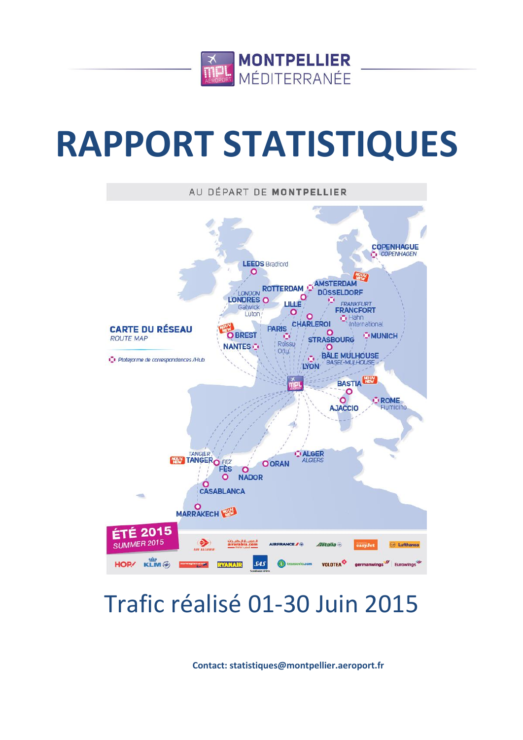MONTPELLIER MÉDITERRANÉE

# RAPPORT STATISTIQUES

AU DÉPART DE **MONTPELLIER**

**CARTE DU RÉSEAU**
*ROUTE MAP*

*Plateforme de correspondances /Hub*

COPENHAGUE *COPENHAGEN*, LEEDS Bradford, ROTTERDAM, AMSTERDAM (NOUV. NEW), DÜSSELDORF, LONDRES *LONDON* Gatwick Luton, LILLE, FRANCFORT *FRANKFURT* Hahn International, CHARLEROI, PARIS Roissy Orly, BREST (NOUV. NEW), NANTES, STRASBOURG, MUNICH, BÂLE MULHOUSE *BASEL-MULHOUSE*, LYON, BASTIA (NOUV. NEW), AJACCIO, ROME Fiumicino, ALGER *ALGIERS*, ORAN, TANGER *TANGIER* (NOUV. NEW), FÈS *FEZ*, NADOR, CASABLANCA, MARRAKECH (NOUV. NEW)

**ÉTÉ 2015**
*SUMMER 2015*

AIR ALGERIE, airarabia.com, AIRFRANCE, Alitalia, easyJet, Lufthansa, HOP!, KLM, norwegian.com, RYANAIR, SAS, transavia.com, VOLOTEA, germanwings, Eurowings

## Trafic réalisé 01-30 Juin 2015

**Contact: statistiques@montpellier.aeroport.fr**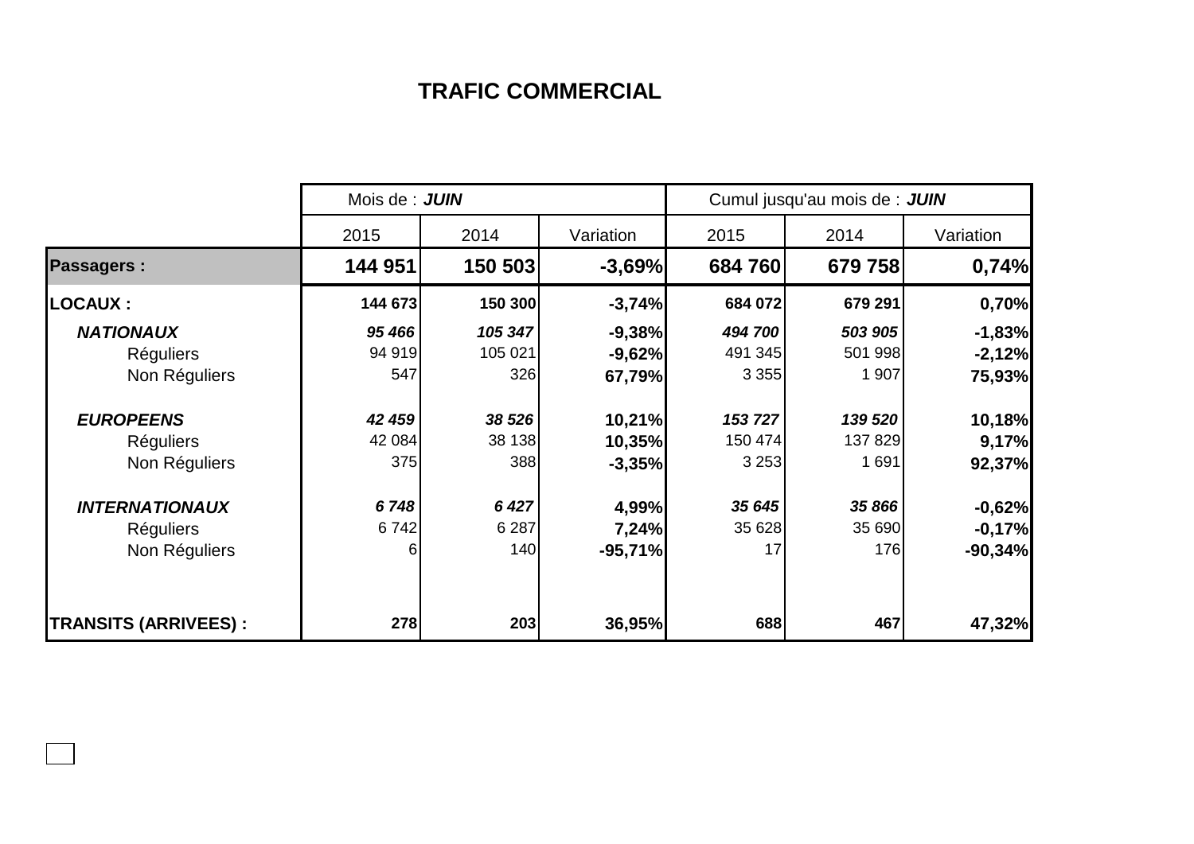# TRAFIC COMMERCIAL

| | Mois de : ***JUIN*** | | | Cumul jusqu'au mois de : ***JUIN*** | | |
|---|---|---|---|---|---|---|
| | 2015 | 2014 | Variation | 2015 | 2014 | Variation |
| **Passagers :** | **144 951** | **150 503** | **-3,69%** | **684 760** | **679 758** | **0,74%** |
| **LOCAUX :** | **144 673** | **150 300** | **-3,74%** | **684 072** | **679 291** | **0,70%** |
| ***NATIONAUX*** | ***95 466*** | ***105 347*** | **-9,38%** | ***494 700*** | ***503 905*** | **-1,83%** |
| Réguliers | 94 919 | 105 021 | **-9,62%** | 491 345 | 501 998 | **-2,12%** |
| Non Réguliers | 547 | 326 | **67,79%** | 3 355 | 1 907 | **75,93%** |
| ***EUROPEENS*** | ***42 459*** | ***38 526*** | **10,21%** | ***153 727*** | ***139 520*** | **10,18%** |
| Réguliers | 42 084 | 38 138 | **10,35%** | 150 474 | 137 829 | **9,17%** |
| Non Réguliers | 375 | 388 | **-3,35%** | 3 253 | 1 691 | **92,37%** |
| ***INTERNATIONAUX*** | ***6 748*** | ***6 427*** | **4,99%** | ***35 645*** | ***35 866*** | **-0,62%** |
| Réguliers | 6 742 | 6 287 | **7,24%** | 35 628 | 35 690 | **-0,17%** |
| Non Réguliers | 6 | 140 | **-95,71%** | 17 | 176 | **-90,34%** |
| **TRANSITS (ARRIVEES) :** | **278** | **203** | **36,95%** | **688** | **467** | **47,32%** |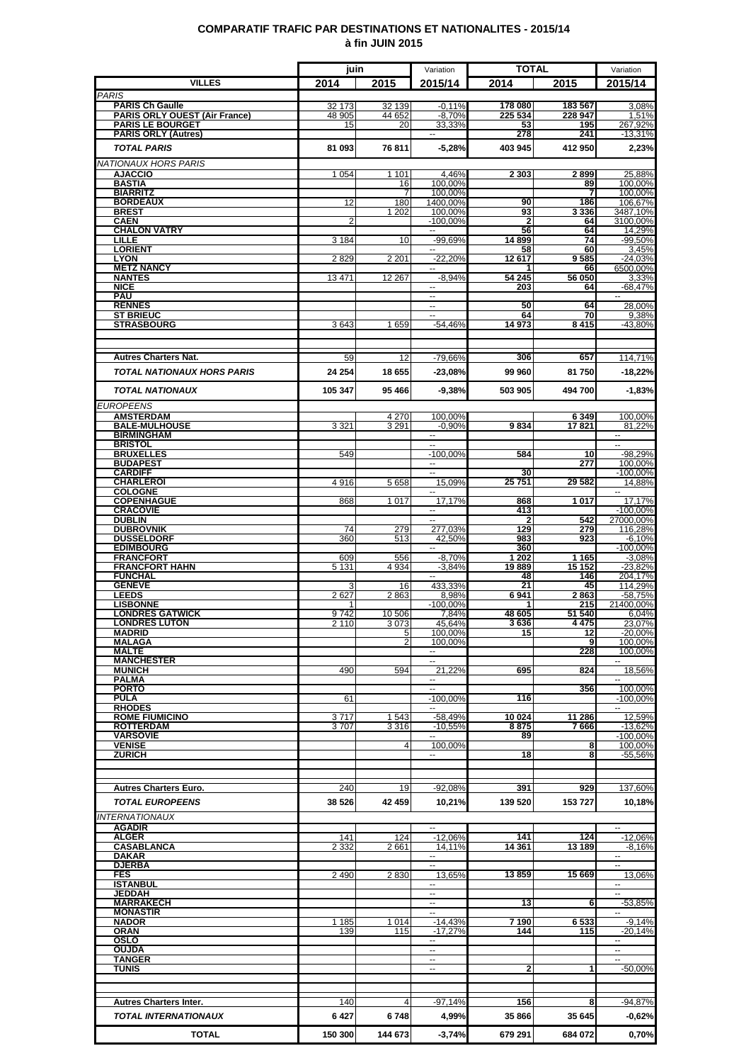# COMPARATIF TRAFIC PAR DESTINATIONS ET NATIONALITES - 2015/14
## à fin JUIN 2015

| VILLES | juin 2014 | juin 2015 | Variation 2015/14 | TOTAL 2014 | TOTAL 2015 | Variation 2015/14 |
|---|---|---|---|---|---|---|
| *PARIS* | | | | | | |
| **PARIS Ch Gaulle** | 32 173 | 32 139 | -0,11% | 178 080 | 183 567 | 3,08% |
| **PARIS ORLY OUEST (Air France)** | 48 905 | 44 652 | -8,70% | 225 534 | 228 947 | 1,51% |
| **PARIS LE BOURGET** | 15 | 20 | 33,33% | 53 | 195 | 267,92% |
| **PARIS ORLY (Autres)** | | | -- | 278 | 241 | -13,31% |
| ***TOTAL PARIS*** | **81 093** | **76 811** | **-5,28%** | **403 945** | **412 950** | **2,23%** |
| *NATIONAUX HORS PARIS* | | | | | | |
| **AJACCIO** | 1 054 | 1 101 | 4,46% | 2 303 | 2 899 | 25,88% |
| **BASTIA** | | 16 | 100,00% | | 89 | 100,00% |
| **BIARRITZ** | | 7 | 100,00% | | 7 | 100,00% |
| **BORDEAUX** | 12 | 180 | 1400,00% | 90 | 186 | 106,67% |
| **BREST** | | 1 202 | 100,00% | 93 | 3 336 | 3487,10% |
| **CAEN** | 2 | | -100,00% | 2 | 64 | 3100,00% |
| **CHALON VATRY** | | | -- | 56 | 64 | 14,29% |
| **LILLE** | 3 184 | 10 | -99,69% | 14 899 | 74 | -99,50% |
| **LORIENT** | | | -- | 58 | 60 | 3,45% |
| **LYON** | 2 829 | 2 201 | -22,20% | 12 617 | 9 585 | -24,03% |
| **METZ NANCY** | | | -- | 1 | 66 | 6500,00% |
| **NANTES** | 13 471 | 12 267 | -8,94% | 54 245 | 56 050 | 3,33% |
| **NICE** | | | -- | 203 | 64 | -68,47% |
| **PAU** | | | -- | | | -- |
| **RENNES** | | | -- | 50 | 64 | 28,00% |
| **ST BRIEUC** | | | -- | 64 | 70 | 9,38% |
| **STRASBOURG** | 3 643 | 1 659 | -54,46% | 14 973 | 8 415 | -43,80% |
| **Autres Charters Nat.** | 59 | 12 | -79,66% | 306 | 657 | 114,71% |
| ***TOTAL NATIONAUX HORS PARIS*** | **24 254** | **18 655** | **-23,08%** | **99 960** | **81 750** | **-18,22%** |
| ***TOTAL NATIONAUX*** | **105 347** | **95 466** | **-9,38%** | **503 905** | **494 700** | **-1,83%** |
| *EUROPEENS* | | | | | | |
| **AMSTERDAM** | | 4 270 | 100,00% | | 6 349 | 100,00% |
| **BALE-MULHOUSE** | 3 321 | 3 291 | -0,90% | 9 834 | 17 821 | 81,22% |
| **BIRMINGHAM** | | | -- | | | -- |
| **BRISTOL** | | | -- | | | -- |
| **BRUXELLES** | 549 | | -100,00% | 584 | 10 | -98,29% |
| **BUDAPEST** | | | -- | | 277 | 100,00% |
| **CARDIFF** | | | -- | 30 | | -100,00% |
| **CHARLEROI** | 4 916 | 5 658 | 15,09% | 25 751 | 29 582 | 14,88% |
| **COLOGNE** | | | -- | | | -- |
| **COPENHAGUE** | 868 | 1 017 | 17,17% | 868 | 1 017 | 17,17% |
| **CRACOVIE** | | | -- | 413 | | -100,00% |
| **DUBLIN** | | | -- | 2 | 542 | 27000,00% |
| **DUBROVNIK** | 74 | 279 | 277,03% | 129 | 279 | 116,28% |
| **DUSSELDORF** | 360 | 513 | 42,50% | 983 | 923 | -6,10% |
| **EDIMBOURG** | | | -- | 360 | | -100,00% |
| **FRANCFORT** | 609 | 556 | -8,70% | 1 202 | 1 165 | -3,08% |
| **FRANCFORT HAHN** | 5 131 | 4 934 | -3,84% | 19 889 | 15 152 | -23,82% |
| **FUNCHAL** | | | -- | 48 | 146 | 204,17% |
| **GENEVE** | 3 | 16 | 433,33% | 21 | 45 | 114,29% |
| **LEEDS** | 2 627 | 2 863 | 8,98% | 6 941 | 2 863 | -58,75% |
| **LISBONNE** | 1 | | -100,00% | 1 | 215 | 21400,00% |
| **LONDRES GATWICK** | 9 742 | 10 506 | 7,84% | 48 605 | 51 540 | 6,04% |
| **LONDRES LUTON** | 2 110 | 3 073 | 45,64% | 3 636 | 4 475 | 23,07% |
| **MADRID** | | 5 | 100,00% | 15 | 12 | -20,00% |
| **MALAGA** | | 2 | 100,00% | | 9 | 100,00% |
| **MALTE** | | | -- | | 228 | 100,00% |
| **MANCHESTER** | | | -- | | | -- |
| **MUNICH** | 490 | 594 | 21,22% | 695 | 824 | 18,56% |
| **PALMA** | | | -- | | | -- |
| **PORTO** | | | -- | | 356 | 100,00% |
| **PULA** | 61 | | -100,00% | 116 | | -100,00% |
| **RHODES** | | | -- | | | -- |
| **ROME FIUMICINO** | 3 717 | 1 543 | -58,49% | 10 024 | 11 286 | 12,59% |
| **ROTTERDAM** | 3 707 | 3 316 | -10,55% | 8 875 | 7 666 | -13,62% |
| **VARSOVIE** | | | -- | 89 | | -100,00% |
| **VENISE** | | 4 | 100,00% | | 8 | 100,00% |
| **ZURICH** | | | -- | 18 | 8 | -55,56% |
| **Autres Charters Euro.** | 240 | 19 | -92,08% | 391 | 929 | 137,60% |
| ***TOTAL EUROPEENS*** | **38 526** | **42 459** | **10,21%** | **139 520** | **153 727** | **10,18%** |
| *INTERNATIONAUX* | | | | | | |
| **AGADIR** | | | -- | | | -- |
| **ALGER** | 141 | 124 | -12,06% | 141 | 124 | -12,06% |
| **CASABLANCA** | 2 332 | 2 661 | 14,11% | 14 361 | 13 189 | -8,16% |
| **DAKAR** | | | -- | | | -- |
| **DJERBA** | | | -- | | | -- |
| **FES** | 2 490 | 2 830 | 13,65% | 13 859 | 15 669 | 13,06% |
| **ISTANBUL** | | | -- | | | -- |
| **JEDDAH** | | | -- | | | -- |
| **MARRAKECH** | | | -- | 13 | 6 | -53,85% |
| **MONASTIR** | | | -- | | | -- |
| **NADOR** | 1 185 | 1 014 | -14,43% | 7 190 | 6 533 | -9,14% |
| **ORAN** | 139 | 115 | -17,27% | 144 | 115 | -20,14% |
| **OSLO** | | | -- | | | -- |
| **OUJDA** | | | -- | | | -- |
| **TANGER** | | | -- | | | -- |
| **TUNIS** | | | -- | 2 | 1 | -50,00% |
| **Autres Charters Inter.** | 140 | 4 | -97,14% | 156 | 8 | -94,87% |
| ***TOTAL INTERNATIONAUX*** | **6 427** | **6 748** | **4,99%** | **35 866** | **35 645** | **-0,62%** |
| **TOTAL** | **150 300** | **144 673** | **-3,74%** | **679 291** | **684 072** | **0,70%** |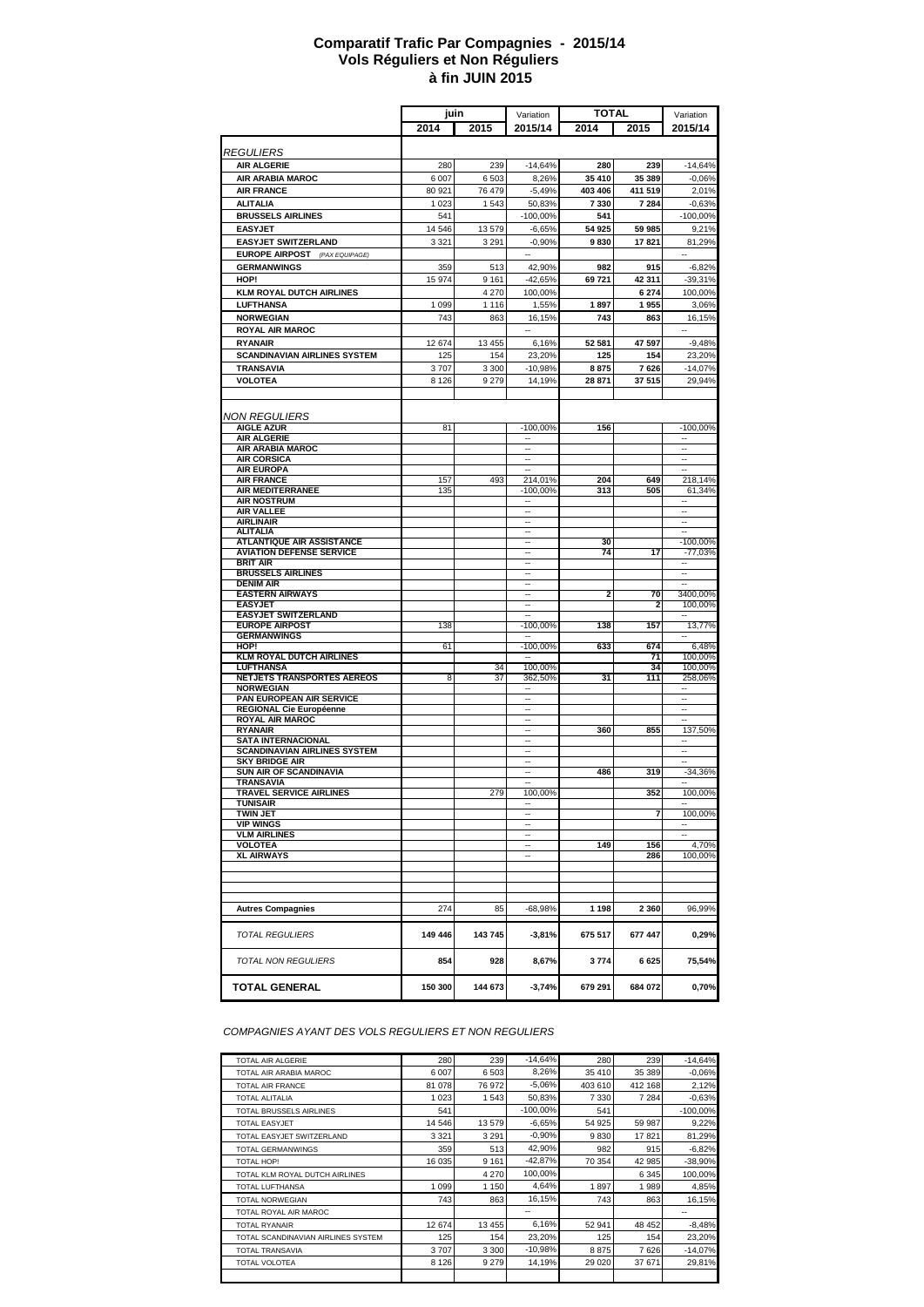# Comparatif Trafic Par Compagnies - 2015/14
## Vols Réguliers et Non Réguliers
## à fin JUIN 2015

| | juin 2014 | juin 2015 | Variation 2015/14 | TOTAL 2014 | TOTAL 2015 | Variation 2015/14 |
|---|---|---|---|---|---|---|
| *REGULIERS* | | | | | | |
| **AIR ALGERIE** | 280 | 239 | -14,64% | **280** | **239** | -14,64% |
| **AIR ARABIA MAROC** | 6 007 | 6 503 | 8,26% | **35 410** | **35 389** | -0,06% |
| **AIR FRANCE** | 80 921 | 76 479 | -5,49% | **403 406** | **411 519** | 2,01% |
| **ALITALIA** | 1 023 | 1 543 | 50,83% | **7 330** | **7 284** | -0,63% |
| **BRUSSELS AIRLINES** | 541 | | -100,00% | **541** | | -100,00% |
| **EASYJET** | 14 546 | 13 579 | -6,65% | **54 925** | **59 985** | 9,21% |
| **EASYJET SWITZERLAND** | 3 321 | 3 291 | -0,90% | **9 830** | **17 821** | 81,29% |
| **EUROPE AIRPOST** *(PAX EQUIPAGE)* | | | -- | | | -- |
| **GERMANWINGS** | 359 | 513 | 42,90% | **982** | **915** | -6,82% |
| **HOP!** | 15 974 | 9 161 | -42,65% | **69 721** | **42 311** | -39,31% |
| **KLM ROYAL DUTCH AIRLINES** | | 4 270 | 100,00% | | **6 274** | 100,00% |
| **LUFTHANSA** | 1 099 | 1 116 | 1,55% | **1 897** | **1 955** | 3,06% |
| **NORWEGIAN** | 743 | 863 | 16,15% | **743** | **863** | 16,15% |
| **ROYAL AIR MAROC** | | | -- | | | -- |
| **RYANAIR** | 12 674 | 13 455 | 6,16% | **52 581** | **47 597** | -9,48% |
| **SCANDINAVIAN AIRLINES SYSTEM** | 125 | 154 | 23,20% | **125** | **154** | 23,20% |
| **TRANSAVIA** | 3 707 | 3 300 | -10,98% | **8 875** | **7 626** | -14,07% |
| **VOLOTEA** | 8 126 | 9 279 | 14,19% | **28 871** | **37 515** | 29,94% |
| *NON REGULIERS* | | | | | | |
| **AIGLE AZUR** | 81 | | -100,00% | **156** | | -100,00% |
| **AIR ALGERIE** | | | -- | | | -- |
| **AIR ARABIA MAROC** | | | -- | | | -- |
| **AIR CORSICA** | | | -- | | | -- |
| **AIR EUROPA** | | | -- | | | -- |
| **AIR FRANCE** | 157 | 493 | 214,01% | **204** | **649** | 218,14% |
| **AIR MEDITERRANEE** | 135 | | -100,00% | **313** | **505** | 61,34% |
| **AIR NOSTRUM** | | | -- | | | -- |
| **AIR VALLEE** | | | -- | | | -- |
| **AIRLINAIR** | | | -- | | | -- |
| **ALITALIA** | | | -- | | | -- |
| **ATLANTIQUE AIR ASSISTANCE** | | | -- | **30** | | -100,00% |
| **AVIATION DEFENSE SERVICE** | | | -- | **74** | **17** | -77,03% |
| **BRIT AIR** | | | -- | | | -- |
| **BRUSSELS AIRLINES** | | | -- | | | -- |
| **DENIM AIR** | | | -- | | | -- |
| **EASTERN AIRWAYS** | | | -- | **2** | **70** | 3400,00% |
| **EASYJET** | | | -- | | **2** | 100,00% |
| **EASYJET SWITZERLAND** | | | -- | | | -- |
| **EUROPE AIRPOST** | 138 | | -100,00% | **138** | **157** | 13,77% |
| **GERMANWINGS** | | | -- | | | -- |
| **HOP!** | 61 | | -100,00% | **633** | **674** | 6,48% |
| **KLM ROYAL DUTCH AIRLINES** | | | -- | | **71** | 100,00% |
| **LUFTHANSA** | | 34 | 100,00% | | **34** | 100,00% |
| **NETJETS TRANSPORTES AEREOS** | 8 | 37 | 362,50% | **31** | **111** | 258,06% |
| **NORWEGIAN** | | | -- | | | -- |
| **PAN EUROPEAN AIR SERVICE** | | | -- | | | -- |
| **REGIONAL Cie Européenne** | | | -- | | | -- |
| **ROYAL AIR MAROC** | | | -- | | | -- |
| **RYANAIR** | | | -- | **360** | **855** | 137,50% |
| **SATA INTERNACIONAL** | | | -- | | | -- |
| **SCANDINAVIAN AIRLINES SYSTEM** | | | -- | | | -- |
| **SKY BRIDGE AIR** | | | -- | | | -- |
| **SUN AIR OF SCANDINAVIA** | | | -- | **486** | **319** | -34,36% |
| **TRANSAVIA** | | | -- | | | -- |
| **TRAVEL SERVICE AIRLINES** | | 279 | 100,00% | | **352** | 100,00% |
| **TUNISAIR** | | | -- | | | -- |
| **TWIN JET** | | | -- | | **7** | 100,00% |
| **VIP WINGS** | | | -- | | | -- |
| **VLM AIRLINES** | | | -- | | | -- |
| **VOLOTEA** | | | -- | **149** | **156** | 4,70% |
| **XL AIRWAYS** | | | -- | | **286** | 100,00% |
| **Autres Compagnies** | 274 | 85 | -68,98% | **1 198** | **2 360** | 96,99% |
| *TOTAL REGULIERS* | **149 446** | **143 745** | **-3,81%** | **675 517** | **677 447** | **0,29%** |
| *TOTAL NON REGULIERS* | **854** | **928** | **8,67%** | **3 774** | **6 625** | **75,54%** |
| **TOTAL GENERAL** | **150 300** | **144 673** | **-3,74%** | **679 291** | **684 072** | **0,70%** |

*COMPAGNIES AYANT DES VOLS REGULIERS ET NON REGULIERS*

| | juin 2014 | juin 2015 | Variation 2015/14 | TOTAL 2014 | TOTAL 2015 | Variation 2015/14 |
|---|---|---|---|---|---|---|
| TOTAL AIR ALGERIE | 280 | 239 | -14,64% | 280 | 239 | -14,64% |
| TOTAL AIR ARABIA MAROC | 6 007 | 6 503 | 8,26% | 35 410 | 35 389 | -0,06% |
| TOTAL AIR FRANCE | 81 078 | 76 972 | -5,06% | 403 610 | 412 168 | 2,12% |
| TOTAL ALITALIA | 1 023 | 1 543 | 50,83% | 7 330 | 7 284 | -0,63% |
| TOTAL BRUSSELS AIRLINES | 541 | | -100,00% | 541 | | -100,00% |
| TOTAL EASYJET | 14 546 | 13 579 | -6,65% | 54 925 | 59 987 | 9,22% |
| TOTAL EASYJET SWITZERLAND | 3 321 | 3 291 | -0,90% | 9 830 | 17 821 | 81,29% |
| TOTAL GERMANWINGS | 359 | 513 | 42,90% | 982 | 915 | -6,82% |
| TOTAL HOP! | 16 035 | 9 161 | -42,87% | 70 354 | 42 985 | -38,90% |
| TOTAL KLM ROYAL DUTCH AIRLINES | | 4 270 | 100,00% | | 6 345 | 100,00% |
| TOTAL LUFTHANSA | 1 099 | 1 150 | 4,64% | 1 897 | 1 989 | 4,85% |
| TOTAL NORWEGIAN | 743 | 863 | 16,15% | 743 | 863 | 16,15% |
| TOTAL ROYAL AIR MAROC | | | -- | | | -- |
| TOTAL RYANAIR | 12 674 | 13 455 | 6,16% | 52 941 | 48 452 | -8,48% |
| TOTAL SCANDINAVIAN AIRLINES SYSTEM | 125 | 154 | 23,20% | 125 | 154 | 23,20% |
| TOTAL TRANSAVIA | 3 707 | 3 300 | -10,98% | 8 875 | 7 626 | -14,07% |
| TOTAL VOLOTEA | 8 126 | 9 279 | 14,19% | 29 020 | 37 671 | 29,81% |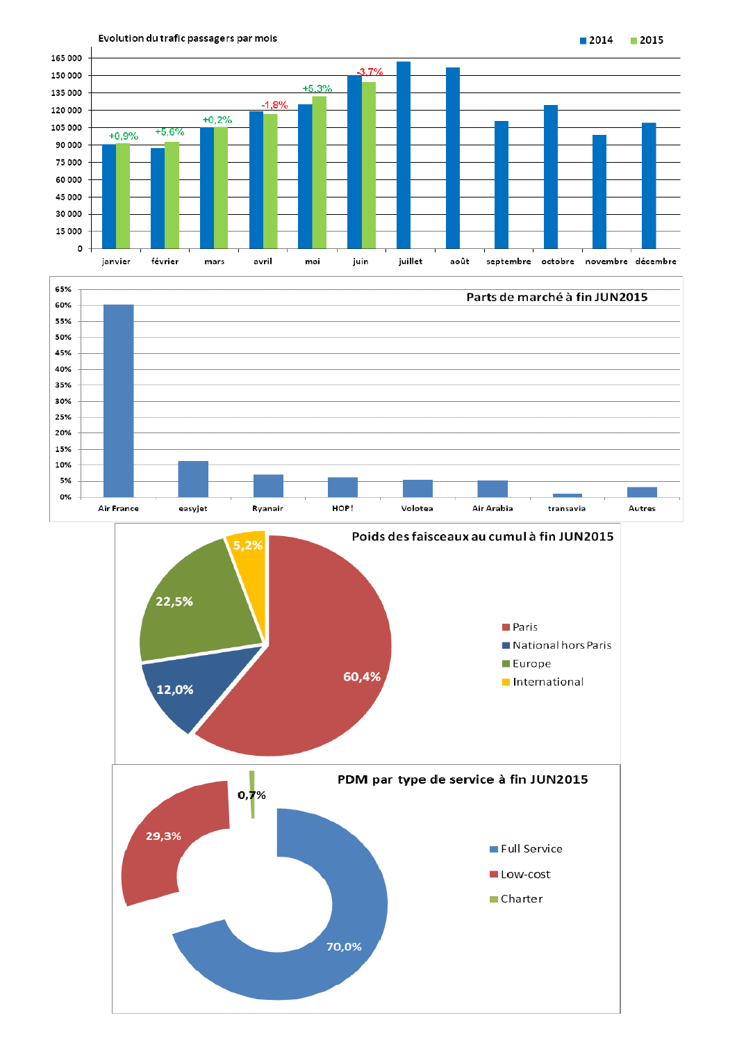Evolution du trafic passagers par mois

2014 2015

165 000
150 000
135 000
120 000
105 000
90 000
75 000
60 000
45 000
30 000
15 000
0

+0,9% +5,6% +0,2% -1,8% +5,3% -3,7%

janvier février mars avril mai juin juillet août septembre octobre novembre décembre

Parts de marché à fin JUN2015

65% 60% 55% 50% 45% 40% 35% 30% 25% 20% 15% 10% 5% 0%

Air France easyjet Ryanair HOP! Volotea Air Arabia transavia Autres

Poids des faisceaux au cumul à fin JUN2015

5,2% 22,5% 12,0% 60,4%

Paris
National hors Paris
Europe
International

PDM par type de service à fin JUN2015

0,7% 29,3% 70,0%

Full Service
Low-cost
Charter